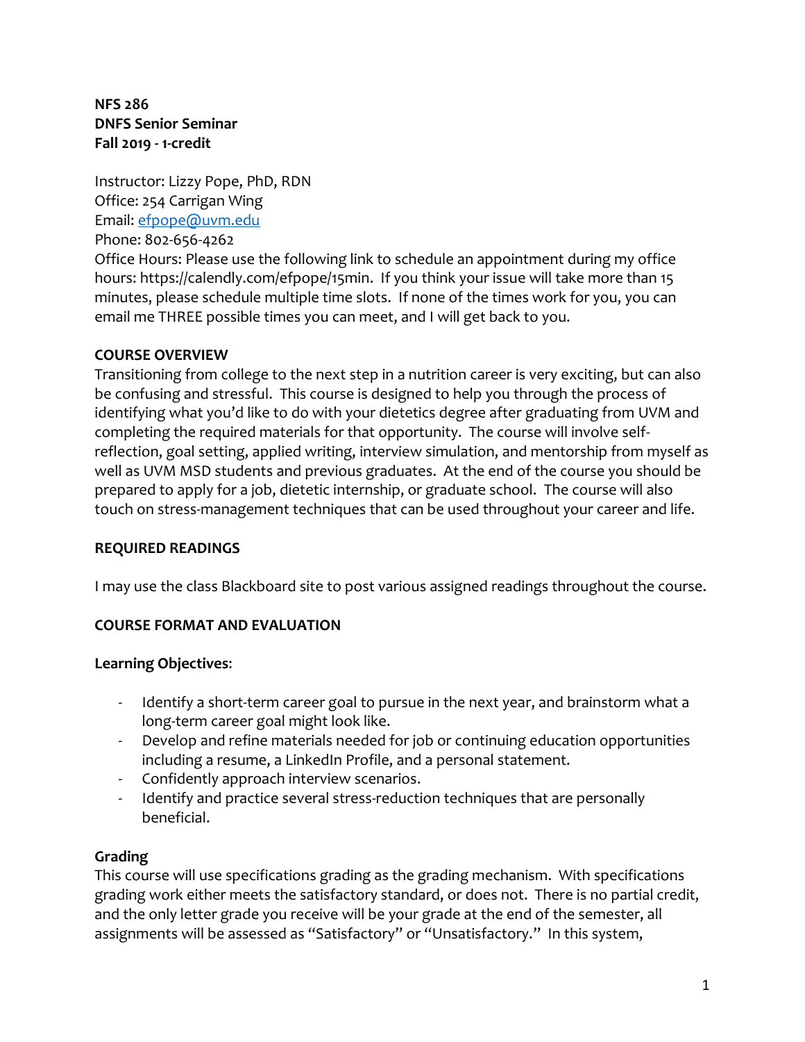**NFS 286**
**DNFS Senior Seminar**
**Fall 2019 - 1-credit**

Instructor: Lizzy Pope, PhD, RDN
Office: 254 Carrigan Wing
Email: [efpope@uvm.edu](mailto:efpope@uvm.edu)
Phone: 802-656-4262
Office Hours: Please use the following link to schedule an appointment during my office hours: https://calendly.com/efpope/15min. If you think your issue will take more than 15 minutes, please schedule multiple time slots. If none of the times work for you, you can email me THREE possible times you can meet, and I will get back to you.

## COURSE OVERVIEW

Transitioning from college to the next step in a nutrition career is very exciting, but can also be confusing and stressful. This course is designed to help you through the process of identifying what you'd like to do with your dietetics degree after graduating from UVM and completing the required materials for that opportunity. The course will involve self-reflection, goal setting, applied writing, interview simulation, and mentorship from myself as well as UVM MSD students and previous graduates. At the end of the course you should be prepared to apply for a job, dietetic internship, or graduate school. The course will also touch on stress-management techniques that can be used throughout your career and life.

## REQUIRED READINGS

I may use the class Blackboard site to post various assigned readings throughout the course.

## COURSE FORMAT AND EVALUATION

### Learning Objectives:

- Identify a short-term career goal to pursue in the next year, and brainstorm what a long-term career goal might look like.
- Develop and refine materials needed for job or continuing education opportunities including a resume, a LinkedIn Profile, and a personal statement.
- Confidently approach interview scenarios.
- Identify and practice several stress-reduction techniques that are personally beneficial.

### Grading

This course will use specifications grading as the grading mechanism. With specifications grading work either meets the satisfactory standard, or does not. There is no partial credit, and the only letter grade you receive will be your grade at the end of the semester, all assignments will be assessed as "Satisfactory" or "Unsatisfactory." In this system,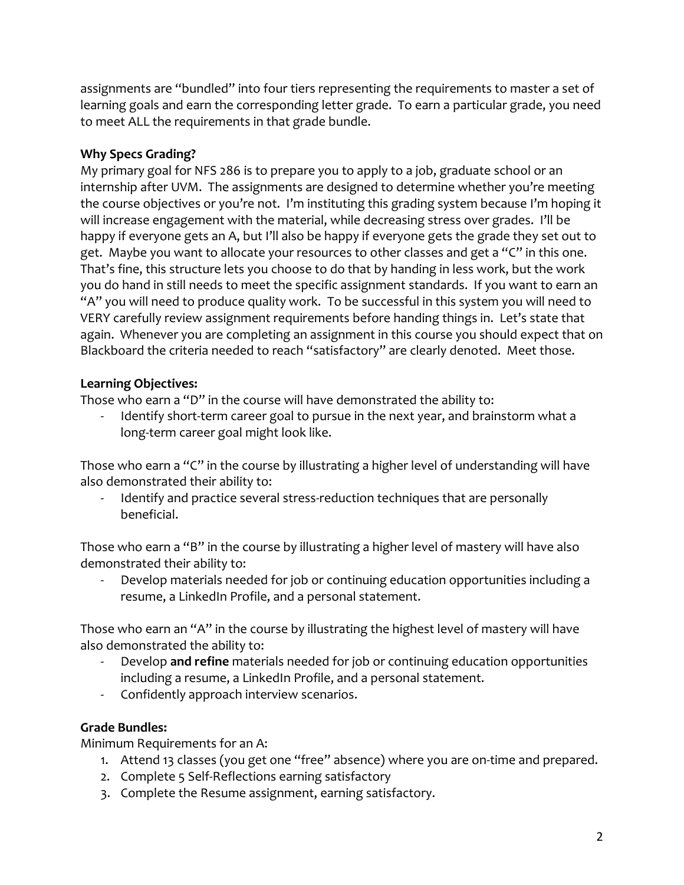assignments are "bundled" into four tiers representing the requirements to master a set of learning goals and earn the corresponding letter grade. To earn a particular grade, you need to meet ALL the requirements in that grade bundle.

**Why Specs Grading?**

My primary goal for NFS 286 is to prepare you to apply to a job, graduate school or an internship after UVM. The assignments are designed to determine whether you're meeting the course objectives or you're not. I'm instituting this grading system because I'm hoping it will increase engagement with the material, while decreasing stress over grades. I'll be happy if everyone gets an A, but I'll also be happy if everyone gets the grade they set out to get. Maybe you want to allocate your resources to other classes and get a "C" in this one. That's fine, this structure lets you choose to do that by handing in less work, but the work you do hand in still needs to meet the specific assignment standards. If you want to earn an "A" you will need to produce quality work. To be successful in this system you will need to VERY carefully review assignment requirements before handing things in. Let's state that again. Whenever you are completing an assignment in this course you should expect that on Blackboard the criteria needed to reach "satisfactory" are clearly denoted. Meet those.

**Learning Objectives:**

Those who earn a "D" in the course will have demonstrated the ability to:

- Identify short-term career goal to pursue in the next year, and brainstorm what a long-term career goal might look like.

Those who earn a "C" in the course by illustrating a higher level of understanding will have also demonstrated their ability to:

- Identify and practice several stress-reduction techniques that are personally beneficial.

Those who earn a "B" in the course by illustrating a higher level of mastery will have also demonstrated their ability to:

- Develop materials needed for job or continuing education opportunities including a resume, a LinkedIn Profile, and a personal statement.

Those who earn an "A" in the course by illustrating the highest level of mastery will have also demonstrated the ability to:

- Develop **and refine** materials needed for job or continuing education opportunities including a resume, a LinkedIn Profile, and a personal statement.
- Confidently approach interview scenarios.

**Grade Bundles:**

Minimum Requirements for an A:

1. Attend 13 classes (you get one "free" absence) where you are on-time and prepared.
2. Complete 5 Self-Reflections earning satisfactory
3. Complete the Resume assignment, earning satisfactory.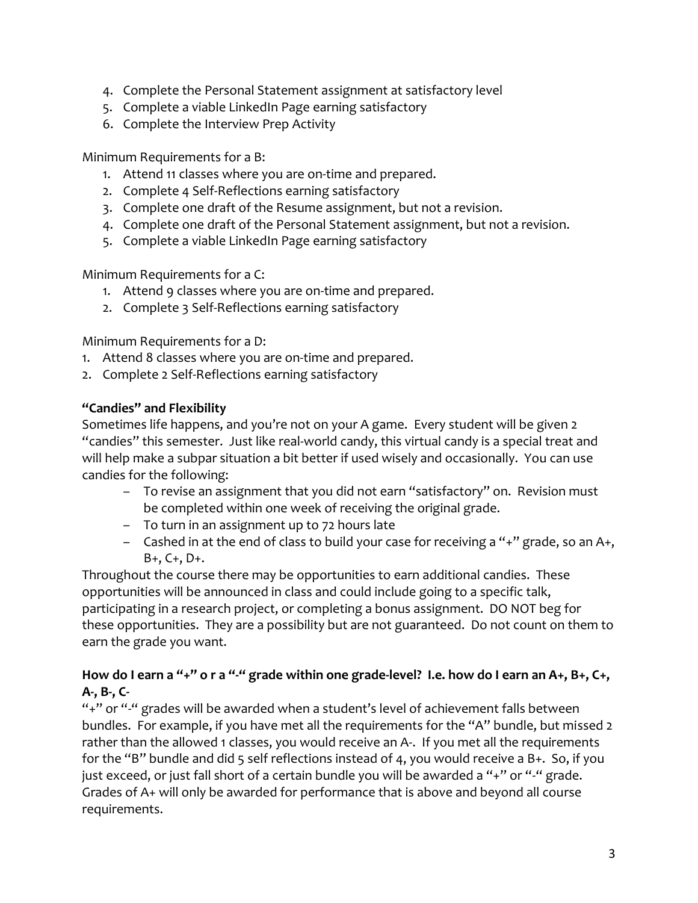4. Complete the Personal Statement assignment at satisfactory level
5. Complete a viable LinkedIn Page earning satisfactory
6. Complete the Interview Prep Activity

Minimum Requirements for a B:

1. Attend 11 classes where you are on-time and prepared.
2. Complete 4 Self-Reflections earning satisfactory
3. Complete one draft of the Resume assignment, but not a revision.
4. Complete one draft of the Personal Statement assignment, but not a revision.
5. Complete a viable LinkedIn Page earning satisfactory

Minimum Requirements for a C:

1. Attend 9 classes where you are on-time and prepared.
2. Complete 3 Self-Reflections earning satisfactory

Minimum Requirements for a D:

1. Attend 8 classes where you are on-time and prepared.
2. Complete 2 Self-Reflections earning satisfactory

**"Candies" and Flexibility**

Sometimes life happens, and you're not on your A game. Every student will be given 2 "candies" this semester. Just like real-world candy, this virtual candy is a special treat and will help make a subpar situation a bit better if used wisely and occasionally. You can use candies for the following:

- To revise an assignment that you did not earn "satisfactory" on. Revision must be completed within one week of receiving the original grade.
- To turn in an assignment up to 72 hours late
- Cashed in at the end of class to build your case for receiving a "+" grade, so an A+, B+, C+, D+.

Throughout the course there may be opportunities to earn additional candies. These opportunities will be announced in class and could include going to a specific talk, participating in a research project, or completing a bonus assignment. DO NOT beg for these opportunities. They are a possibility but are not guaranteed. Do not count on them to earn the grade you want.

**How do I earn a "+" o r a "-" grade within one grade-level? I.e. how do I earn an A+, B+, C+, A-, B-, C-**

"+" or "-" grades will be awarded when a student's level of achievement falls between bundles. For example, if you have met all the requirements for the "A" bundle, but missed 2 rather than the allowed 1 classes, you would receive an A-. If you met all the requirements for the "B" bundle and did 5 self reflections instead of 4, you would receive a B+. So, if you just exceed, or just fall short of a certain bundle you will be awarded a "+" or "-" grade. Grades of A+ will only be awarded for performance that is above and beyond all course requirements.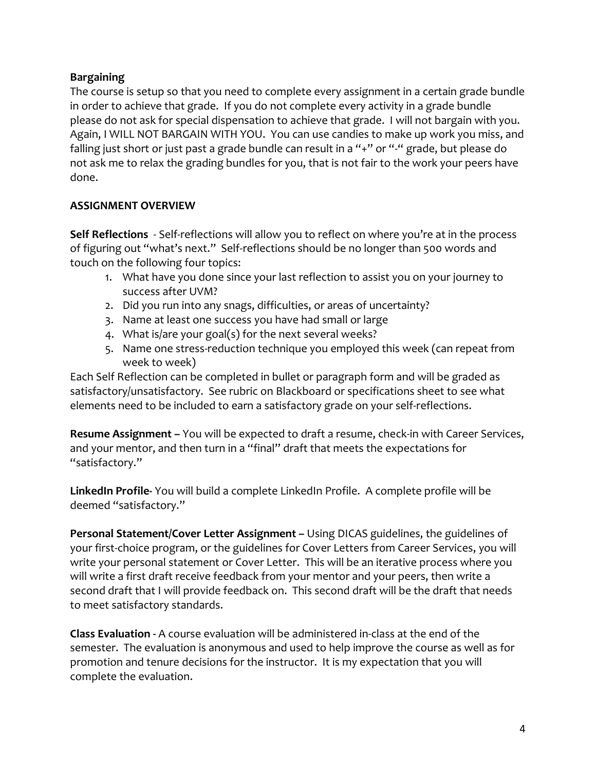**Bargaining**

The course is setup so that you need to complete every assignment in a certain grade bundle in order to achieve that grade. If you do not complete every activity in a grade bundle please do not ask for special dispensation to achieve that grade. I will not bargain with you. Again, I WILL NOT BARGAIN WITH YOU. You can use candies to make up work you miss, and falling just short or just past a grade bundle can result in a "+" or "-" grade, but please do not ask me to relax the grading bundles for you, that is not fair to the work your peers have done.

**ASSIGNMENT OVERVIEW**

**Self Reflections** - Self-reflections will allow you to reflect on where you're at in the process of figuring out "what's next." Self-reflections should be no longer than 500 words and touch on the following four topics:

1. What have you done since your last reflection to assist you on your journey to success after UVM?
2. Did you run into any snags, difficulties, or areas of uncertainty?
3. Name at least one success you have had small or large
4. What is/are your goal(s) for the next several weeks?
5. Name one stress-reduction technique you employed this week (can repeat from week to week)

Each Self Reflection can be completed in bullet or paragraph form and will be graded as satisfactory/unsatisfactory. See rubric on Blackboard or specifications sheet to see what elements need to be included to earn a satisfactory grade on your self-reflections.

**Resume Assignment –** You will be expected to draft a resume, check-in with Career Services, and your mentor, and then turn in a "final" draft that meets the expectations for "satisfactory."

**LinkedIn Profile**- You will build a complete LinkedIn Profile. A complete profile will be deemed "satisfactory."

**Personal Statement/Cover Letter Assignment –** Using DICAS guidelines, the guidelines of your first-choice program, or the guidelines for Cover Letters from Career Services, you will write your personal statement or Cover Letter. This will be an iterative process where you will write a first draft receive feedback from your mentor and your peers, then write a second draft that I will provide feedback on. This second draft will be the draft that needs to meet satisfactory standards.

**Class Evaluation -** A course evaluation will be administered in-class at the end of the semester. The evaluation is anonymous and used to help improve the course as well as for promotion and tenure decisions for the instructor. It is my expectation that you will complete the evaluation.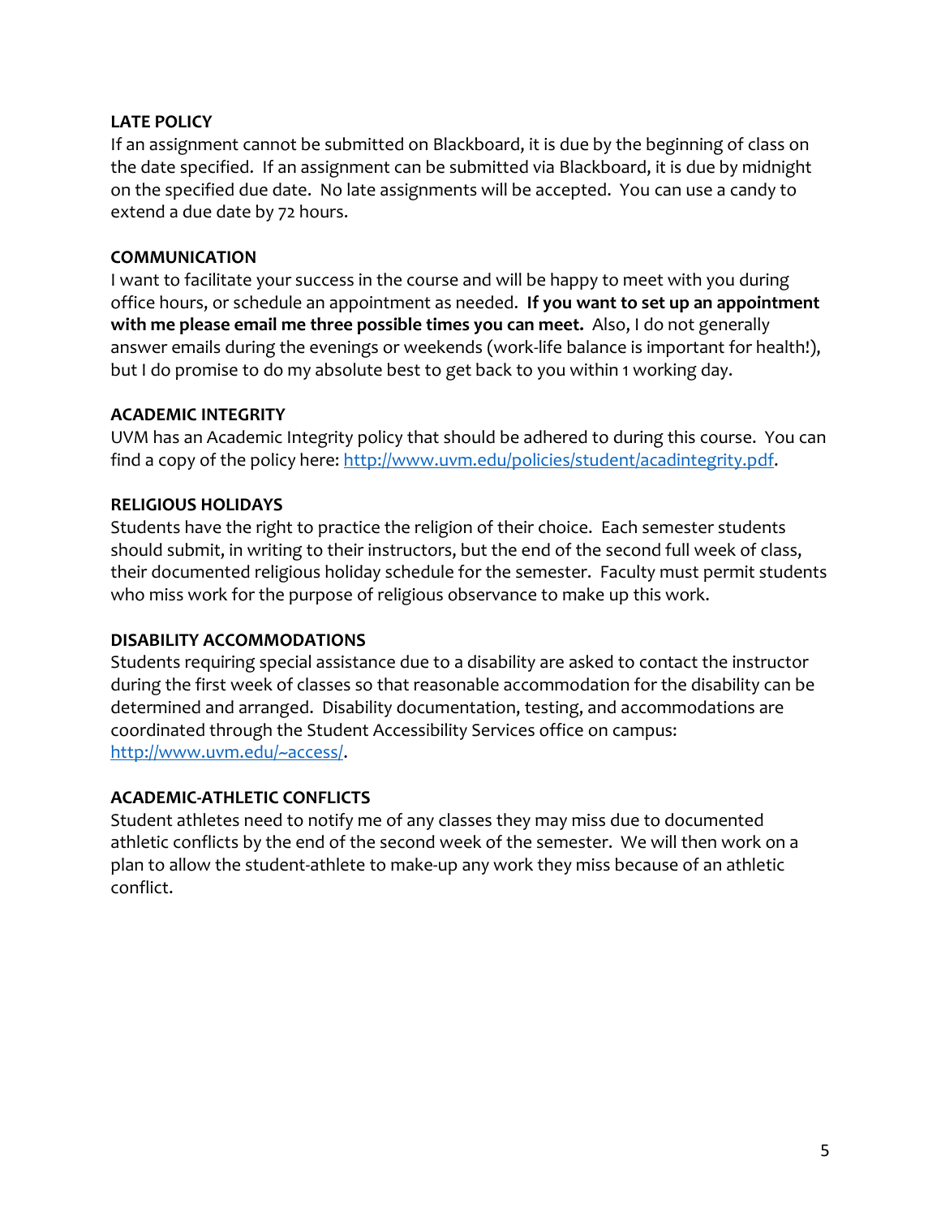**LATE POLICY**

If an assignment cannot be submitted on Blackboard, it is due by the beginning of class on the date specified. If an assignment can be submitted via Blackboard, it is due by midnight on the specified due date. No late assignments will be accepted. You can use a candy to extend a due date by 72 hours.

**COMMUNICATION**

I want to facilitate your success in the course and will be happy to meet with you during office hours, or schedule an appointment as needed. **If you want to set up an appointment with me please email me three possible times you can meet.** Also, I do not generally answer emails during the evenings or weekends (work-life balance is important for health!), but I do promise to do my absolute best to get back to you within 1 working day.

**ACADEMIC INTEGRITY**

UVM has an Academic Integrity policy that should be adhered to during this course. You can find a copy of the policy here: [http://www.uvm.edu/policies/student/acadintegrity.pdf](http://www.uvm.edu/policies/student/acadintegrity.pdf).

**RELIGIOUS HOLIDAYS**

Students have the right to practice the religion of their choice. Each semester students should submit, in writing to their instructors, but the end of the second full week of class, their documented religious holiday schedule for the semester. Faculty must permit students who miss work for the purpose of religious observance to make up this work.

**DISABILITY ACCOMMODATIONS**

Students requiring special assistance due to a disability are asked to contact the instructor during the first week of classes so that reasonable accommodation for the disability can be determined and arranged. Disability documentation, testing, and accommodations are coordinated through the Student Accessibility Services office on campus: [http://www.uvm.edu/~access/](http://www.uvm.edu/~access/).

**ACADEMIC-ATHLETIC CONFLICTS**

Student athletes need to notify me of any classes they may miss due to documented athletic conflicts by the end of the second week of the semester. We will then work on a plan to allow the student-athlete to make-up any work they miss because of an athletic conflict.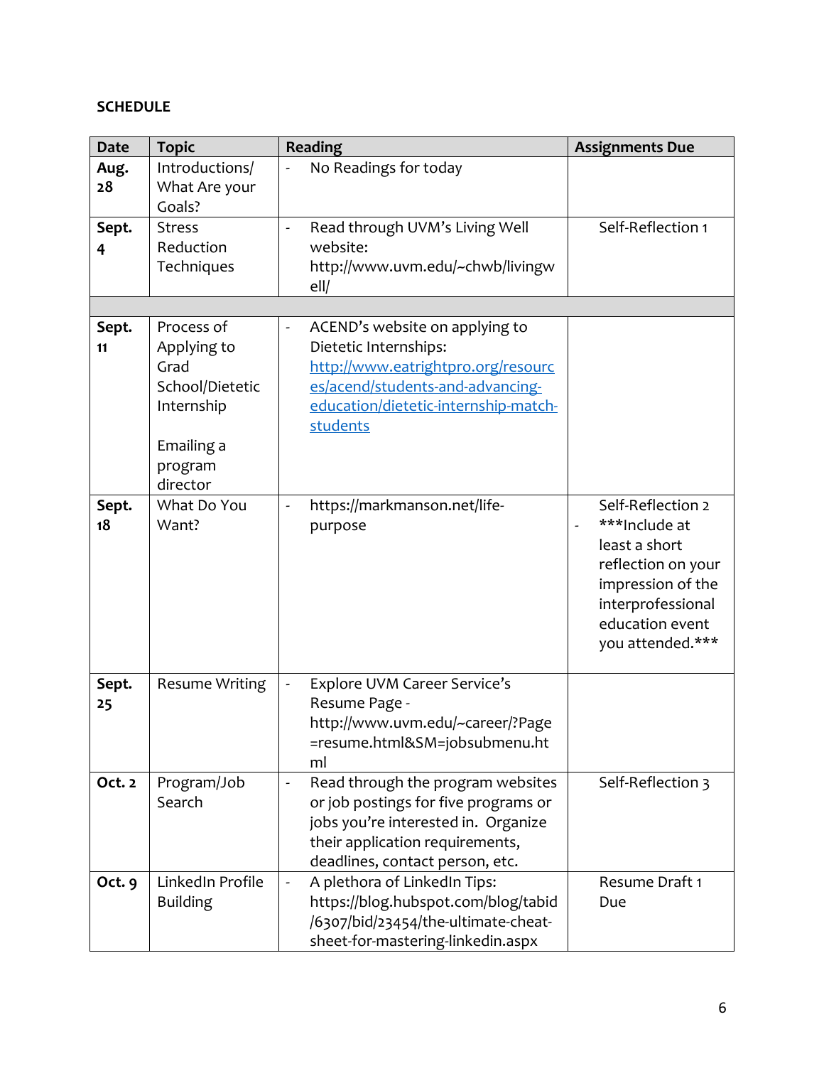**SCHEDULE**

| Date | Topic | Reading | Assignments Due |
|---|---|---|---|
| **Aug. 28** | Introductions/ What Are your Goals? | - No Readings for today | |
| **Sept. 4** | Stress Reduction Techniques | - Read through UVM's Living Well website: http://www.uvm.edu/~chwb/livingwell/ | Self-Reflection 1 |
| | | | |
| **Sept. 11** | Process of Applying to Grad School/Dietetic Internship<br><br>Emailing a program director | - ACEND's website on applying to Dietetic Internships: [http://www.eatrightpro.org/resources/acend/students-and-advancing-education/dietetic-internship-match-students](http://www.eatrightpro.org/resources/acend/students-and-advancing-education/dietetic-internship-match-students) | |
| **Sept. 18** | What Do You Want? | - https://markmanson.net/life-purpose | Self-Reflection 2<br>- ***Include at least a short reflection on your impression of the interprofessional education event you attended.*** |
| **Sept. 25** | Resume Writing | - Explore UVM Career Service's Resume Page - http://www.uvm.edu/~career/?Page=resume.html&SM=jobsubmenu.html | |
| **Oct. 2** | Program/Job Search | - Read through the program websites or job postings for five programs or jobs you're interested in. Organize their application requirements, deadlines, contact person, etc. | Self-Reflection 3 |
| **Oct. 9** | LinkedIn Profile Building | - A plethora of LinkedIn Tips: https://blog.hubspot.com/blog/tabid/6307/bid/23454/the-ultimate-cheat-sheet-for-mastering-linkedin.aspx | Resume Draft 1 Due |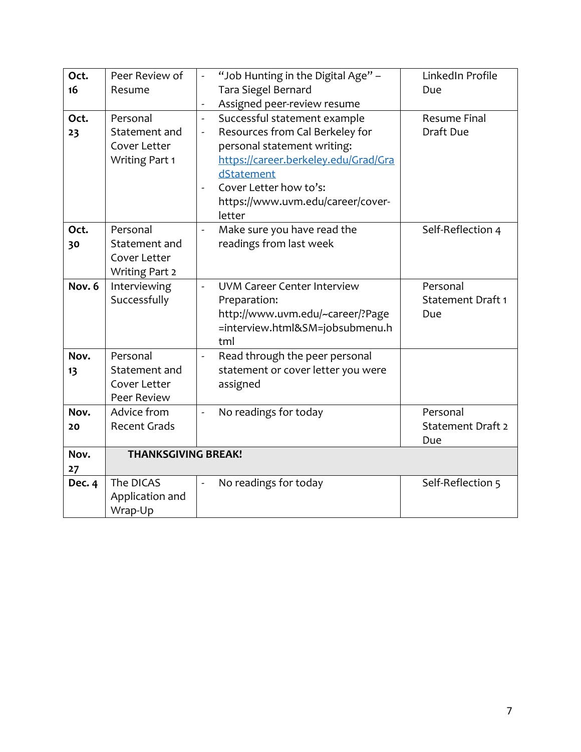| | | | |
|---|---|---|---|
| **Oct. 16** | Peer Review of Resume | - "Job Hunting in the Digital Age" – Tara Siegel Bernard<br>- Assigned peer-review resume | LinkedIn Profile Due |
| **Oct. 23** | Personal Statement and Cover Letter Writing Part 1 | - Successful statement example<br>- Resources from Cal Berkeley for personal statement writing: [https://career.berkeley.edu/Grad/GradStatement](https://career.berkeley.edu/Grad/GradStatement)<br>- Cover Letter how to's: https://www.uvm.edu/career/cover-letter | Resume Final Draft Due |
| **Oct. 30** | Personal Statement and Cover Letter Writing Part 2 | - Make sure you have read the readings from last week | Self-Reflection 4 |
| **Nov. 6** | Interviewing Successfully | - UVM Career Center Interview Preparation: http://www.uvm.edu/~career/?Page=interview.html&SM=jobsubmenu.html | Personal Statement Draft 1 Due |
| **Nov. 13** | Personal Statement and Cover Letter Peer Review | - Read through the peer personal statement or cover letter you were assigned | |
| **Nov. 20** | Advice from Recent Grads | - No readings for today | Personal Statement Draft 2 Due |
| **Nov. 27** | **THANKSGIVING BREAK!** | | |
| **Dec. 4** | The DICAS Application and Wrap-Up | - No readings for today | Self-Reflection 5 |